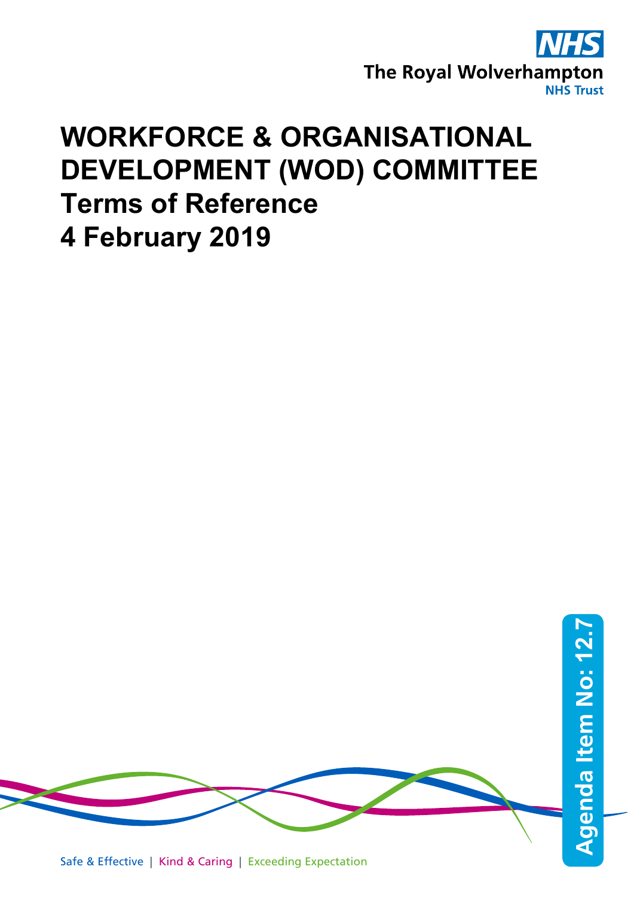The Royal Wolverhampton NHS Trust

# WORKFORCE & ORGANISATIONAL DEVELOPMENT (WOD) COMMITTEE

# Terms of Reference

# 4 February 2019

Agenda Item No: 12.7

Safe & Effective | Kind & Caring | Exceeding Expectation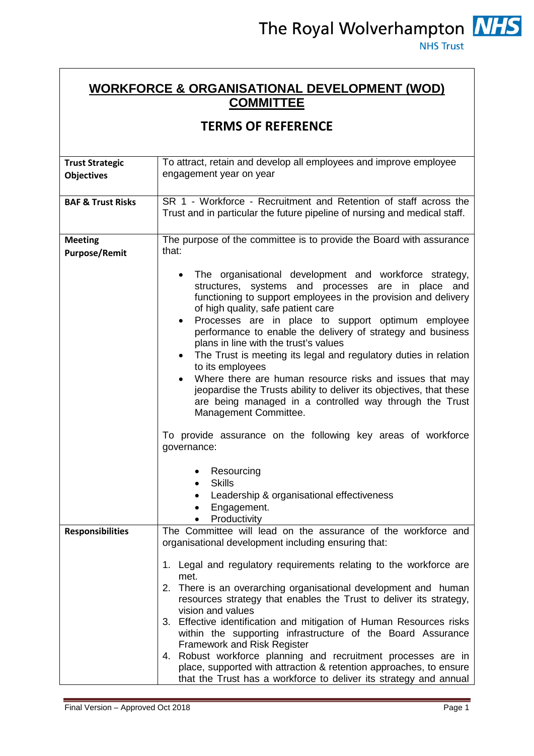# WORKFORCE & ORGANISATIONAL DEVELOPMENT (WOD) COMMITTEE

## TERMS OF REFERENCE

| | |
|---|---|
| **Trust Strategic Objectives** | To attract, retain and develop all employees and improve employee engagement year on year |
| **BAF & Trust Risks** | SR 1 - Workforce - Recruitment and Retention of staff across the Trust and in particular the future pipeline of nursing and medical staff. |
| **Meeting Purpose/Remit** | The purpose of the committee is to provide the Board with assurance that:<br><br>• The organisational development and workforce strategy, structures, systems and processes are in place and functioning to support employees in the provision and delivery of high quality, safe patient care<br>• Processes are in place to support optimum employee performance to enable the delivery of strategy and business plans in line with the trust's values<br>• The Trust is meeting its legal and regulatory duties in relation to its employees<br>• Where there are human resource risks and issues that may jeopardise the Trusts ability to deliver its objectives, that these are being managed in a controlled way through the Trust Management Committee.<br><br>To provide assurance on the following key areas of workforce governance:<br><br>• Resourcing<br>• Skills<br>• Leadership & organisational effectiveness<br>• Engagement.<br>• Productivity |
| **Responsibilities** | The Committee will lead on the assurance of the workforce and organisational development including ensuring that:<br><br>1. Legal and regulatory requirements relating to the workforce are met.<br>2. There is an overarching organisational development and human resources strategy that enables the Trust to deliver its strategy, vision and values<br>3. Effective identification and mitigation of Human Resources risks within the supporting infrastructure of the Board Assurance Framework and Risk Register<br>4. Robust workforce planning and recruitment processes are in place, supported with attraction & retention approaches, to ensure that the Trust has a workforce to deliver its strategy and annual |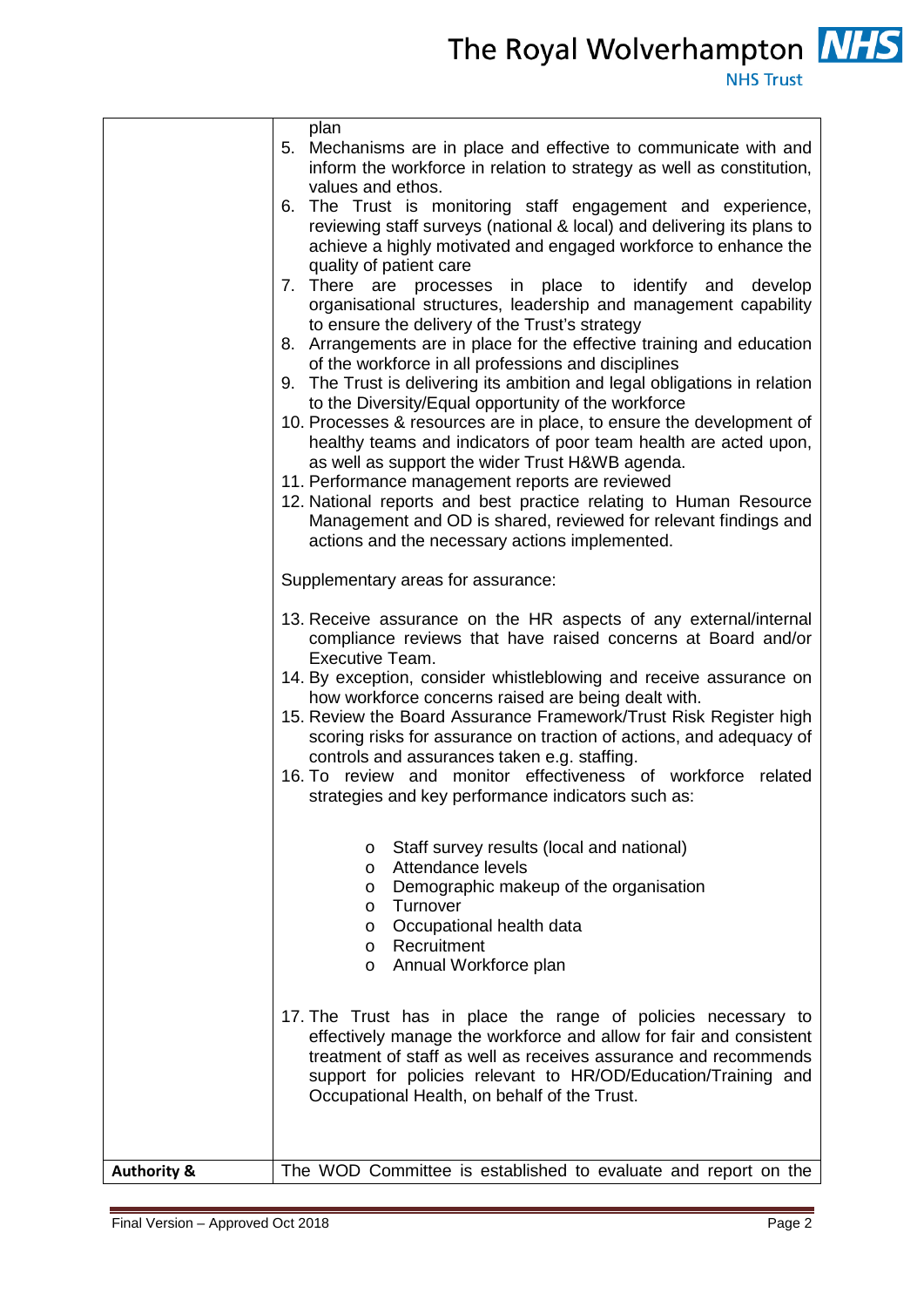| | |
|---|---|
| | plan<br>5. Mechanisms are in place and effective to communicate with and inform the workforce in relation to strategy as well as constitution, values and ethos.<br>6. The Trust is monitoring staff engagement and experience, reviewing staff surveys (national & local) and delivering its plans to achieve a highly motivated and engaged workforce to enhance the quality of patient care<br>7. There are processes in place to identify and develop organisational structures, leadership and management capability to ensure the delivery of the Trust's strategy<br>8. Arrangements are in place for the effective training and education of the workforce in all professions and disciplines<br>9. The Trust is delivering its ambition and legal obligations in relation to the Diversity/Equal opportunity of the workforce<br>10. Processes & resources are in place, to ensure the development of healthy teams and indicators of poor team health are acted upon, as well as support the wider Trust H&WB agenda.<br>11. Performance management reports are reviewed<br>12. National reports and best practice relating to Human Resource Management and OD is shared, reviewed for relevant findings and actions and the necessary actions implemented.<br><br>Supplementary areas for assurance:<br><br>13. Receive assurance on the HR aspects of any external/internal compliance reviews that have raised concerns at Board and/or Executive Team.<br>14. By exception, consider whistleblowing and receive assurance on how workforce concerns raised are being dealt with.<br>15. Review the Board Assurance Framework/Trust Risk Register high scoring risks for assurance on traction of actions, and adequacy of controls and assurances taken e.g. staffing.<br>16. To review and monitor effectiveness of workforce related strategies and key performance indicators such as:<br>o Staff survey results (local and national)<br>o Attendance levels<br>o Demographic makeup of the organisation<br>o Turnover<br>o Occupational health data<br>o Recruitment<br>o Annual Workforce plan<br><br>17. The Trust has in place the range of policies necessary to effectively manage the workforce and allow for fair and consistent treatment of staff as well as receives assurance and recommends support for policies relevant to HR/OD/Education/Training and Occupational Health, on behalf of the Trust. |
| **Authority &** | The WOD Committee is established to evaluate and report on the |

Final Version – Approved Oct 2018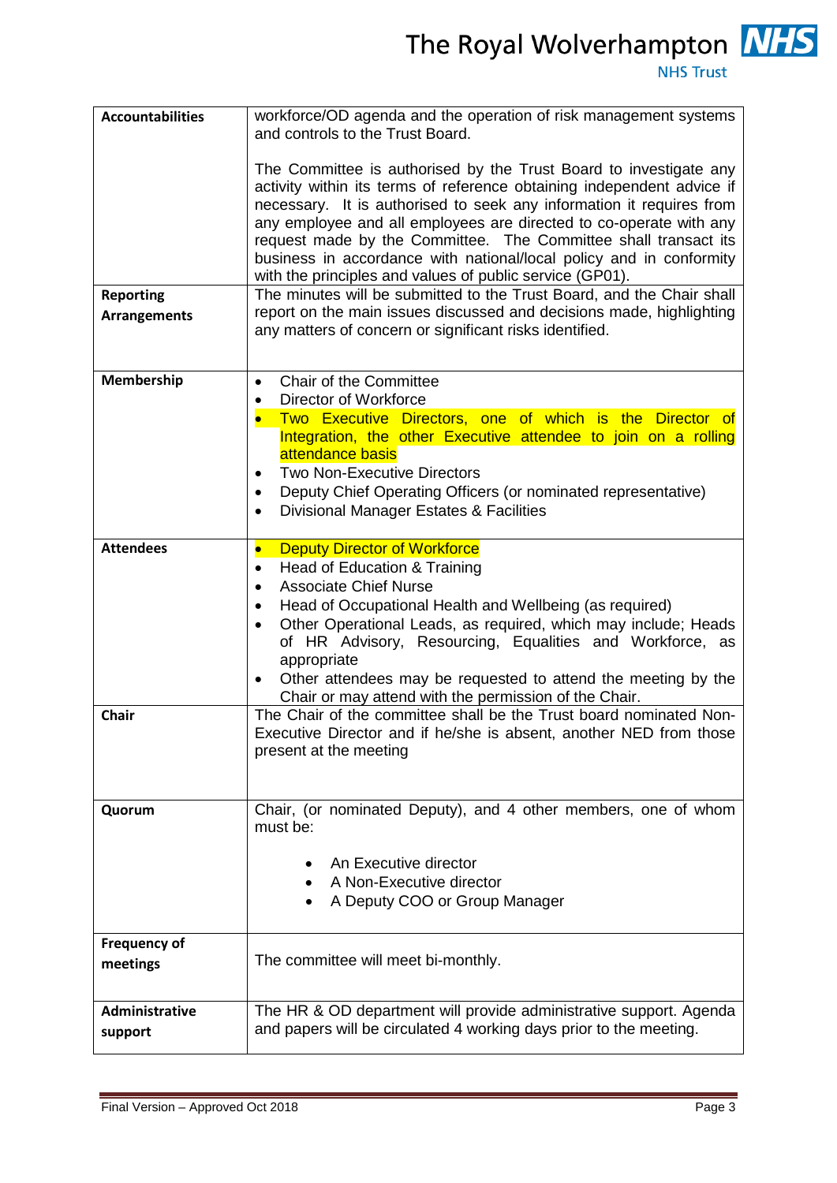| | |
|---|---|
| **Accountabilities** | workforce/OD agenda and the operation of risk management systems and controls to the Trust Board.<br><br>The Committee is authorised by the Trust Board to investigate any activity within its terms of reference obtaining independent advice if necessary. It is authorised to seek any information it requires from any employee and all employees are directed to co-operate with any request made by the Committee. The Committee shall transact its business in accordance with national/local policy and in conformity with the principles and values of public service (GP01). |
| **Reporting Arrangements** | The minutes will be submitted to the Trust Board, and the Chair shall report on the main issues discussed and decisions made, highlighting any matters of concern or significant risks identified. |
| **Membership** | • Chair of the Committee<br>• Director of Workforce<br>• Two Executive Directors, one of which is the Director of Integration, the other Executive attendee to join on a rolling attendance basis<br>• Two Non-Executive Directors<br>• Deputy Chief Operating Officers (or nominated representative)<br>• Divisional Manager Estates & Facilities |
| **Attendees** | • Deputy Director of Workforce<br>• Head of Education & Training<br>• Associate Chief Nurse<br>• Head of Occupational Health and Wellbeing (as required)<br>• Other Operational Leads, as required, which may include; Heads of HR Advisory, Resourcing, Equalities and Workforce, as appropriate<br>• Other attendees may be requested to attend the meeting by the Chair or may attend with the permission of the Chair. |
| **Chair** | The Chair of the committee shall be the Trust board nominated Non-Executive Director and if he/she is absent, another NED from those present at the meeting |
| **Quorum** | Chair, (or nominated Deputy), and 4 other members, one of whom must be:<br><br>• An Executive director<br>• A Non-Executive director<br>• A Deputy COO or Group Manager |
| **Frequency of meetings** | The committee will meet bi-monthly. |
| **Administrative support** | The HR & OD department will provide administrative support. Agenda and papers will be circulated 4 working days prior to the meeting. |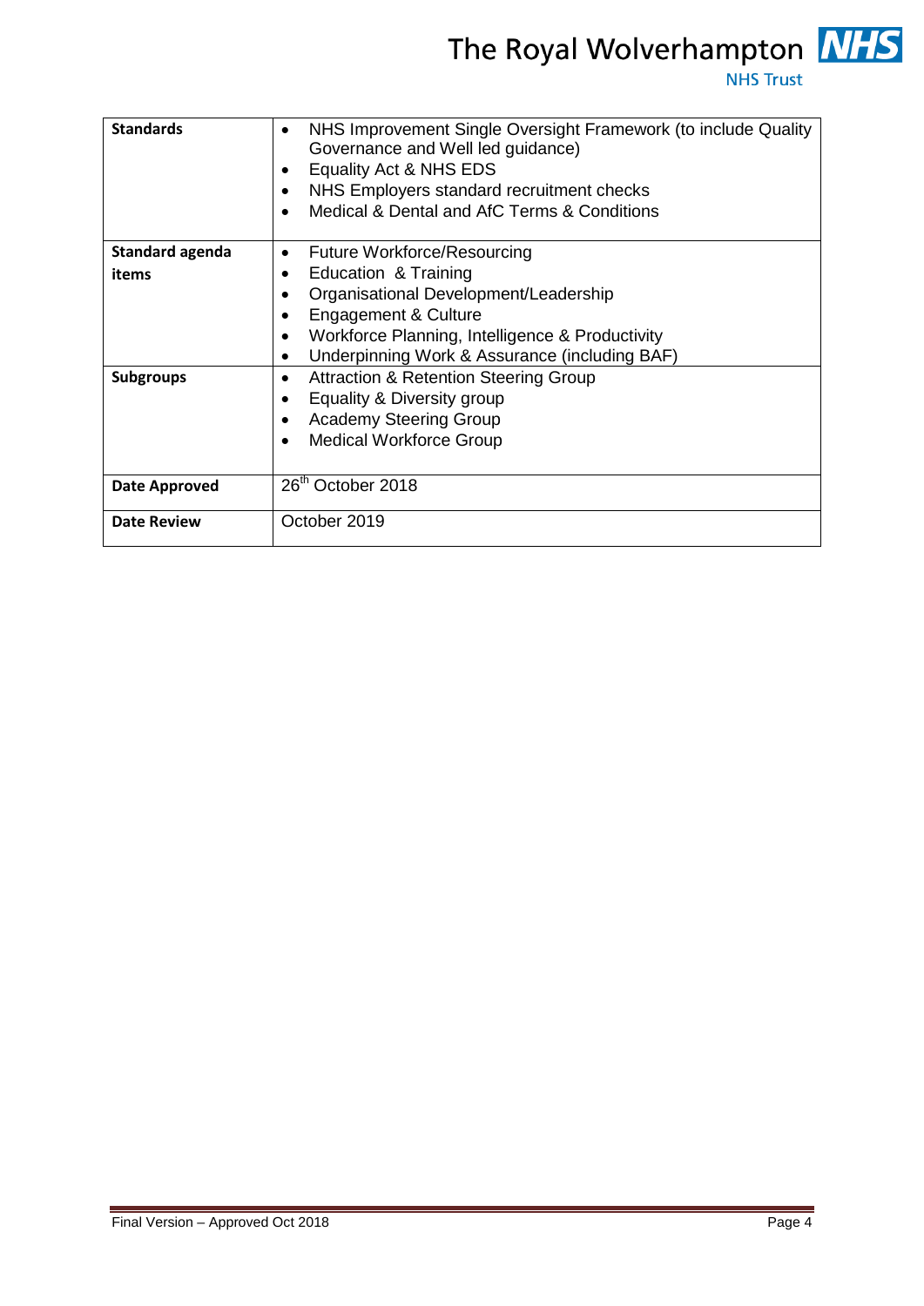| | |
|---|---|
| **Standards** | • NHS Improvement Single Oversight Framework (to include Quality Governance and Well led guidance)<br>• Equality Act & NHS EDS<br>• NHS Employers standard recruitment checks<br>• Medical & Dental and AfC Terms & Conditions |
| **Standard agenda items** | • Future Workforce/Resourcing<br>• Education & Training<br>• Organisational Development/Leadership<br>• Engagement & Culture<br>• Workforce Planning, Intelligence & Productivity<br>• Underpinning Work & Assurance (including BAF) |
| **Subgroups** | • Attraction & Retention Steering Group<br>• Equality & Diversity group<br>• Academy Steering Group<br>• Medical Workforce Group |
| **Date Approved** | 26th October 2018 |
| **Date Review** | October 2019 |